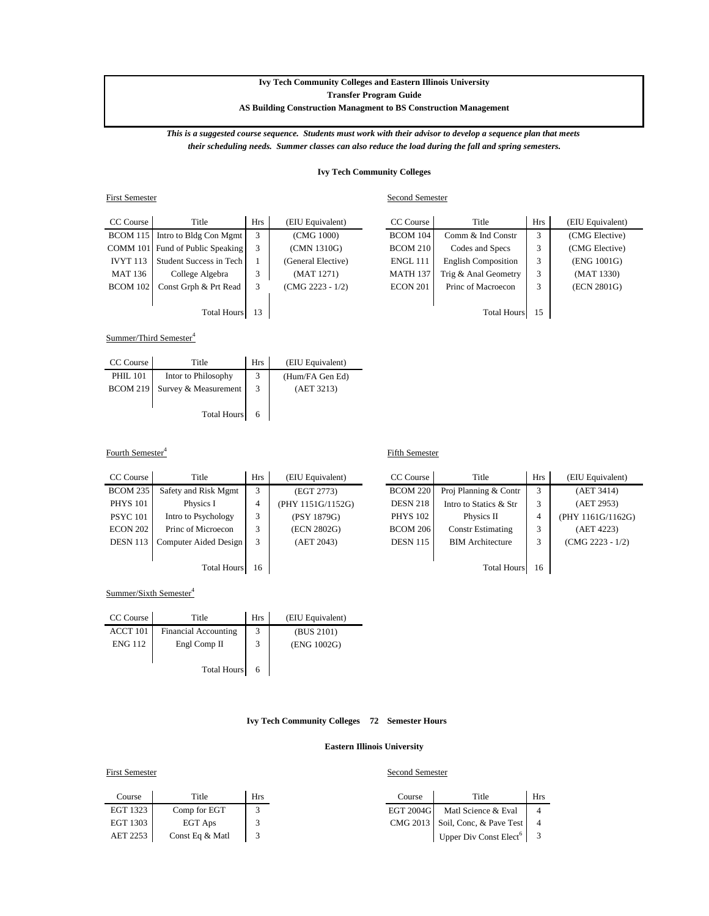**Ivy Tech Community Colleges and Eastern Illinois University**
**Transfer Program Guide**
**AS Building Construction Managment to BS Construction Management**

***This is a suggested course sequence. Students must work with their advisor to develop a sequence plan that meets their scheduling needs. Summer classes can also reduce the load during the fall and spring semesters.***

## Ivy Tech Community Colleges

First Semester

| CC Course | Title | Hrs | (EIU Equivalent) |
|---|---|---|---|
| BCOM 115 | Intro to Bldg Con Mgmt | 3 | (CMG 1000) |
| COMM 101 | Fund of Public Speaking | 3 | (CMN 1310G) |
| IVYT 113 | Student Success in Tech | 1 | (General Elective) |
| MAT 136 | College Algebra | 3 | (MAT 1271) |
| BCOM 102 | Const Grph & Prt Read | 3 | (CMG 2223 - 1/2) |
| | Total Hours | 13 | |

Second Semester

| CC Course | Title | Hrs | (EIU Equivalent) |
|---|---|---|---|
| BCOM 104 | Comm & Ind Constr | 3 | (CMG Elective) |
| BCOM 210 | Codes and Specs | 3 | (CMG Elective) |
| ENGL 111 | English Composition | 3 | (ENG 1001G) |
| MATH 137 | Trig & Anal Geometry | 3 | (MAT 1330) |
| ECON 201 | Princ of Macroecon | 3 | (ECN 2801G) |
| | Total Hours | 15 | |

Summer/Third Semester[4]

| CC Course | Title | Hrs | (EIU Equivalent) |
|---|---|---|---|
| PHIL 101 | Intor to Philosophy | 3 | (Hum/FA Gen Ed) |
| BCOM 219 | Survey & Measurement | 3 | (AET 3213) |
| | Total Hours | 6 | |

Fourth Semester[4]

| CC Course | Title | Hrs | (EIU Equivalent) |
|---|---|---|---|
| BCOM 235 | Safety and Risk Mgmt | 3 | (EGT 2773) |
| PHYS 101 | Physics I | 4 | (PHY 1151G/1152G) |
| PSYC 101 | Intro to Psychology | 3 | (PSY 1879G) |
| ECON 202 | Princ of Microecon | 3 | (ECN 2802G) |
| DESN 113 | Computer Aided Design | 3 | (AET 2043) |
| | Total Hours | 16 | |

Fifth Semester

| CC Course | Title | Hrs | (EIU Equivalent) |
|---|---|---|---|
| BCOM 220 | Proj Planning & Contr | 3 | (AET 3414) |
| DESN 218 | Intro to Statics & Str | 3 | (AET 2953) |
| PHYS 102 | Physics II | 4 | (PHY 1161G/1162G) |
| BCOM 206 | Constr Estimating | 3 | (AET 4223) |
| DESN 115 | BIM Architecture | 3 | (CMG 2223 - 1/2) |
| | Total Hours | 16 | |

Summer/Sixth Semester[4]

| CC Course | Title | Hrs | (EIU Equivalent) |
|---|---|---|---|
| ACCT 101 | Financial Accounting | 3 | (BUS 2101) |
| ENG 112 | Engl Comp II | 3 | (ENG 1002G) |
| | Total Hours | 6 | |

**Ivy Tech Community Colleges 72 Semester Hours**

## Eastern Illinois University

First Semester

| Course | Title | Hrs |
|---|---|---|
| EGT 1323 | Comp for EGT | 3 |
| EGT 1303 | EGT Aps | 3 |
| AET 2253 | Const Eq & Matl | 3 |

Second Semester

| Course | Title | Hrs |
|---|---|---|
| EGT 2004G | Matl Science & Eval | 4 |
| CMG 2013 | Soil, Conc, & Pave Test | 4 |
| | Upper Div Const Elect[6] | 3 |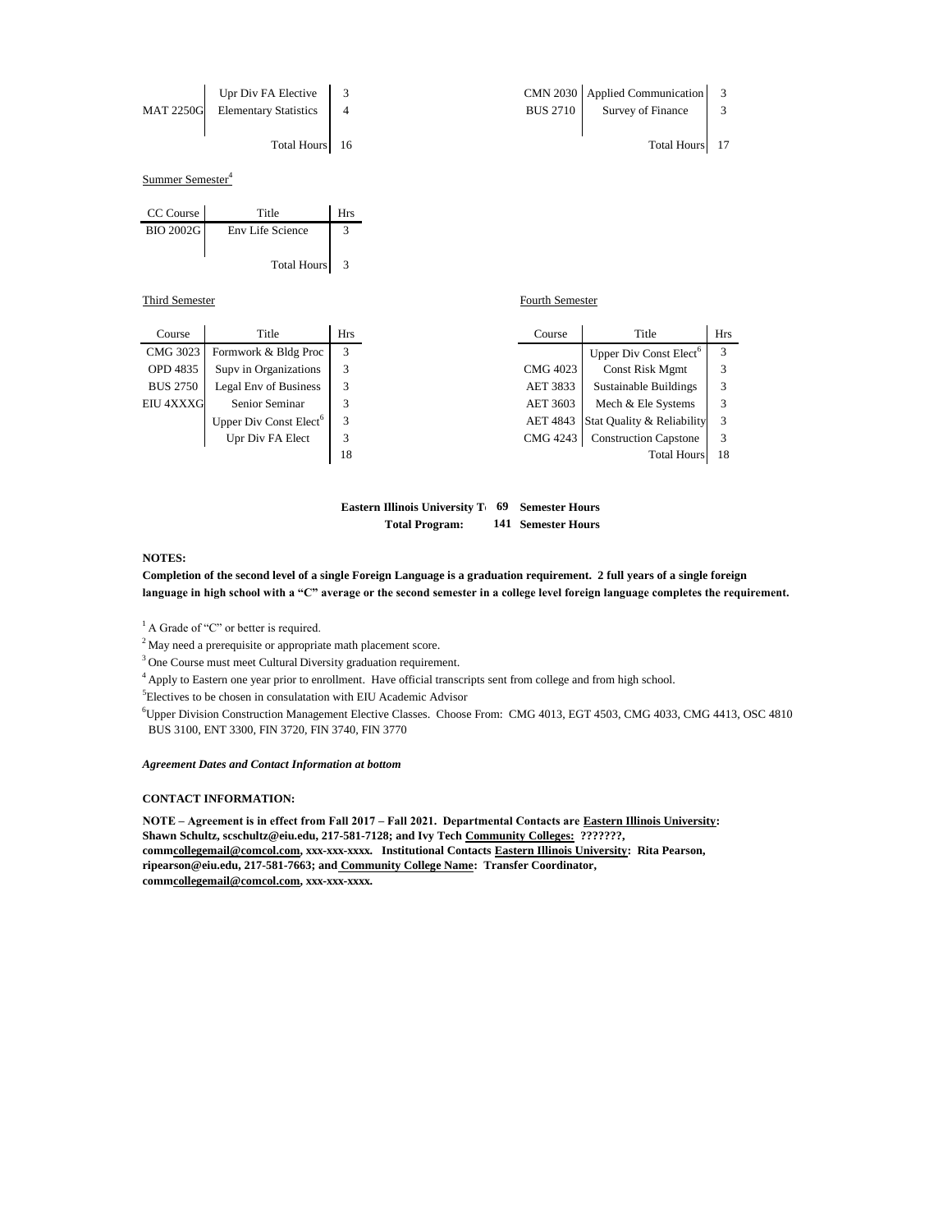| | | |
|---|---|---|
| | Upr Div FA Elective | 3 |
| MAT 2250G | Elementary Statistics | 4 |
| | Total Hours | 16 |

| | | |
|---|---|---|
| CMN 2030 | Applied Communication | 3 |
| BUS 2710 | Survey of Finance | 3 |
| | Total Hours | 17 |

Summer Semester[4]

| CC Course | Title | Hrs |
|---|---|---|
| BIO 2002G | Env Life Science | 3 |
| | Total Hours | 3 |

Third Semester

| Course | Title | Hrs |
|---|---|---|
| CMG 3023 | Formwork & Bldg Proc | 3 |
| OPD 4835 | Supv in Organizations | 3 |
| BUS 2750 | Legal Env of Business | 3 |
| EIU 4XXXG | Senior Seminar | 3 |
| | Upper Div Const Elect[6] | 3 |
| | Upr Div FA Elect | 3 |
| | | 18 |

Fourth Semester

| Course | Title | Hrs |
|---|---|---|
| | Upper Div Const Elect[6] | 3 |
| CMG 4023 | Const Risk Mgmt | 3 |
| AET 3833 | Sustainable Buildings | 3 |
| AET 3603 | Mech & Ele Systems | 3 |
| AET 4843 | Stat Quality & Reliability | 3 |
| CMG 4243 | Construction Capstone | 3 |
| | Total Hours | 18 |

**Eastern Illinois University T 69 Semester Hours**
**Total Program: 141 Semester Hours**

**NOTES:**

**Completion of the second level of a single Foreign Language is a graduation requirement. 2 full years of a single foreign language in high school with a "C" average or the second semester in a college level foreign language completes the requirement.**

[1] A Grade of "C" or better is required.

[2] May need a prerequisite or appropriate math placement score.

[3] One Course must meet Cultural Diversity graduation requirement.

[4] Apply to Eastern one year prior to enrollment. Have official transcripts sent from college and from high school.

[5] Electives to be chosen in consulatation with EIU Academic Advisor

[6] Upper Division Construction Management Elective Classes. Choose From: CMG 4013, EGT 4503, CMG 4033, CMG 4413, OSC 4810 BUS 3100, ENT 3300, FIN 3720, FIN 3740, FIN 3770

*Agreement Dates and Contact Information at bottom*

**CONTACT INFORMATION:**

**NOTE – Agreement is in effect from Fall 2017 – Fall 2021. Departmental Contacts are Eastern Illinois University: Shawn Schultz, scschultz@eiu.edu, 217-581-7128; and Ivy Tech Community Colleges: ???????, commcollegemail@comcol.com, xxx-xxx-xxxx. Institutional Contacts Eastern Illinois University: Rita Pearson, ripearson@eiu.edu, 217-581-7663; and Community College Name: Transfer Coordinator, commcollegemail@comcol.com, xxx-xxx-xxxx.**